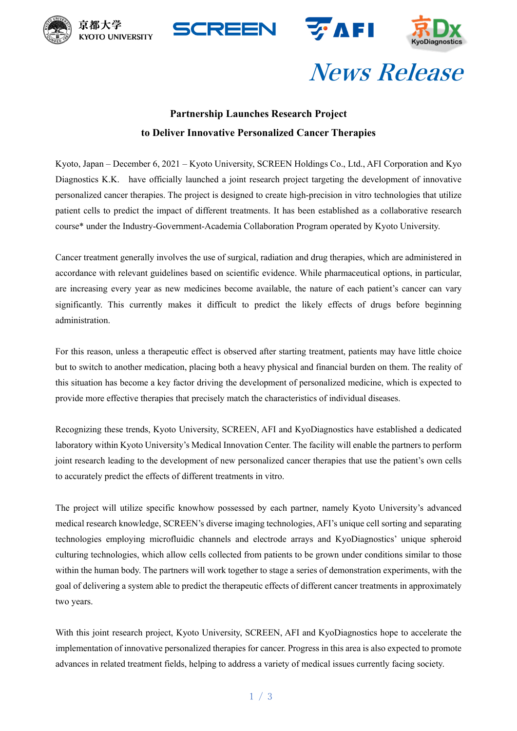# News Release

## Partnership Launches Research Project to Deliver Innovative Personalized Cancer Therapies

Kyoto, Japan – December 6, 2021 – Kyoto University, SCREEN Holdings Co., Ltd., AFI Corporation and Kyo Diagnostics K.K. have officially launched a joint research project targeting the development of innovative personalized cancer therapies. The project is designed to create high-precision in vitro technologies that utilize patient cells to predict the impact of different treatments. It has been established as a collaborative research course* under the Industry-Government-Academia Collaboration Program operated by Kyoto University.

Cancer treatment generally involves the use of surgical, radiation and drug therapies, which are administered in accordance with relevant guidelines based on scientific evidence. While pharmaceutical options, in particular, are increasing every year as new medicines become available, the nature of each patient's cancer can vary significantly. This currently makes it difficult to predict the likely effects of drugs before beginning administration.

For this reason, unless a therapeutic effect is observed after starting treatment, patients may have little choice but to switch to another medication, placing both a heavy physical and financial burden on them. The reality of this situation has become a key factor driving the development of personalized medicine, which is expected to provide more effective therapies that precisely match the characteristics of individual diseases.

Recognizing these trends, Kyoto University, SCREEN, AFI and KyoDiagnostics have established a dedicated laboratory within Kyoto University's Medical Innovation Center. The facility will enable the partners to perform joint research leading to the development of new personalized cancer therapies that use the patient's own cells to accurately predict the effects of different treatments in vitro.

The project will utilize specific knowhow possessed by each partner, namely Kyoto University's advanced medical research knowledge, SCREEN's diverse imaging technologies, AFI's unique cell sorting and separating technologies employing microfluidic channels and electrode arrays and KyoDiagnostics' unique spheroid culturing technologies, which allow cells collected from patients to be grown under conditions similar to those within the human body. The partners will work together to stage a series of demonstration experiments, with the goal of delivering a system able to predict the therapeutic effects of different cancer treatments in approximately two years.

With this joint research project, Kyoto University, SCREEN, AFI and KyoDiagnostics hope to accelerate the implementation of innovative personalized therapies for cancer. Progress in this area is also expected to promote advances in related treatment fields, helping to address a variety of medical issues currently facing society.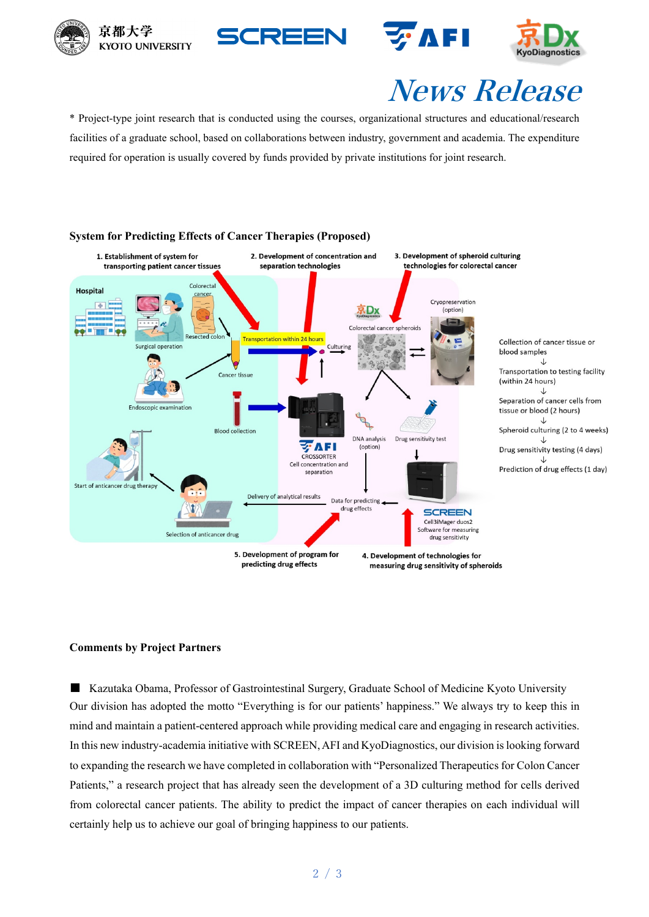\* Project-type joint research that is conducted using the courses, organizational structures and educational/research facilities of a graduate school, based on collaborations between industry, government and academia. The expenditure required for operation is usually covered by funds provided by private institutions for joint research.

**System for Predicting Effects of Cancer Therapies (Proposed)**

1. Establishment of system for transporting patient cancer tissues
2. Development of concentration and separation technologies
3. Development of spheroid culturing technologies for colorectal cancer
4. Development of technologies for measuring drug sensitivity of spheroids
5. Development of program for predicting drug effects

Hospital: Surgical operation, Colorectal cancer, Resected colon, Cancer tissue, Endoscopic examination, Blood collection, Start of anticancer drug therapy, Selection of anticancer drug

Transportation within 24 hours → Culturing → Colorectal cancer spheroids (KyoDx) ⇄ Cryopreservation (option)

AFI CROSSORTER Cell concentration and separation

DNA analysis (option) / Drug sensitivity test

SCREEN Cell3iMager duos2 Software for measuring drug sensitivity

Data for predicting drug effects → Delivery of analytical results

Collection of cancer tissue or blood samples
↓
Transportation to testing facility (within 24 hours)
↓
Separation of cancer cells from tissue or blood (2 hours)
↓
Spheroid culturing (2 to 4 weeks)
↓
Drug sensitivity testing (4 days)
↓
Prediction of drug effects (1 day)

**Comments by Project Partners**

■ Kazutaka Obama, Professor of Gastrointestinal Surgery, Graduate School of Medicine Kyoto University

Our division has adopted the motto "Everything is for our patients' happiness." We always try to keep this in mind and maintain a patient-centered approach while providing medical care and engaging in research activities. In this new industry-academia initiative with SCREEN, AFI and KyoDiagnostics, our division is looking forward to expanding the research we have completed in collaboration with "Personalized Therapeutics for Colon Cancer Patients," a research project that has already seen the development of a 3D culturing method for cells derived from colorectal cancer patients. The ability to predict the impact of cancer therapies on each individual will certainly help us to achieve our goal of bringing happiness to our patients.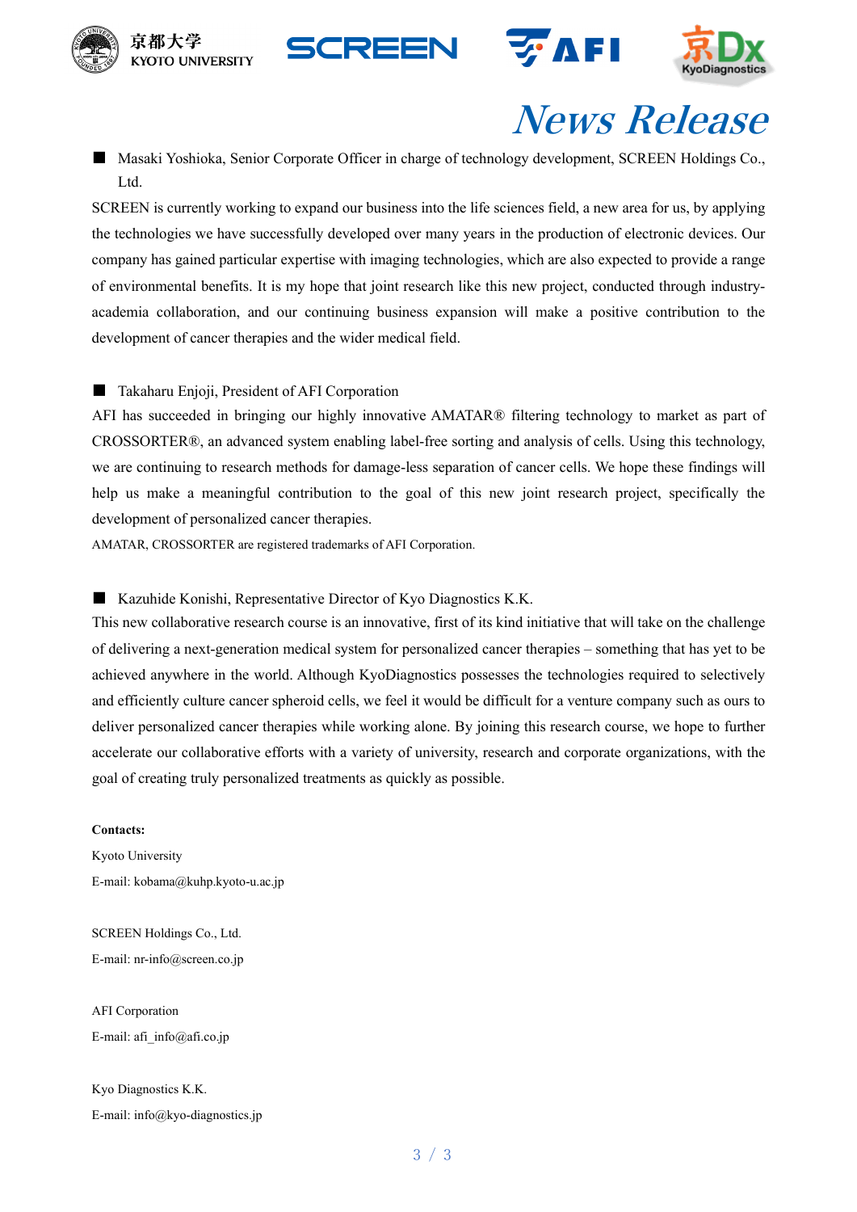■ Masaki Yoshioka, Senior Corporate Officer in charge of technology development, SCREEN Holdings Co., Ltd.

SCREEN is currently working to expand our business into the life sciences field, a new area for us, by applying the technologies we have successfully developed over many years in the production of electronic devices. Our company has gained particular expertise with imaging technologies, which are also expected to provide a range of environmental benefits. It is my hope that joint research like this new project, conducted through industry-academia collaboration, and our continuing business expansion will make a positive contribution to the development of cancer therapies and the wider medical field.

■ Takaharu Enjoji, President of AFI Corporation

AFI has succeeded in bringing our highly innovative AMATAR® filtering technology to market as part of CROSSORTER®, an advanced system enabling label-free sorting and analysis of cells. Using this technology, we are continuing to research methods for damage-less separation of cancer cells. We hope these findings will help us make a meaningful contribution to the goal of this new joint research project, specifically the development of personalized cancer therapies.

AMATAR, CROSSORTER are registered trademarks of AFI Corporation.

■ Kazuhide Konishi, Representative Director of Kyo Diagnostics K.K.

This new collaborative research course is an innovative, first of its kind initiative that will take on the challenge of delivering a next-generation medical system for personalized cancer therapies – something that has yet to be achieved anywhere in the world. Although KyoDiagnostics possesses the technologies required to selectively and efficiently culture cancer spheroid cells, we feel it would be difficult for a venture company such as ours to deliver personalized cancer therapies while working alone. By joining this research course, we hope to further accelerate our collaborative efforts with a variety of university, research and corporate organizations, with the goal of creating truly personalized treatments as quickly as possible.

**Contacts:**

Kyoto University

E-mail: kobama@kuhp.kyoto-u.ac.jp

SCREEN Holdings Co., Ltd.

E-mail: nr-info@screen.co.jp

AFI Corporation

E-mail: afi_info@afi.co.jp

Kyo Diagnostics K.K.

E-mail: info@kyo-diagnostics.jp